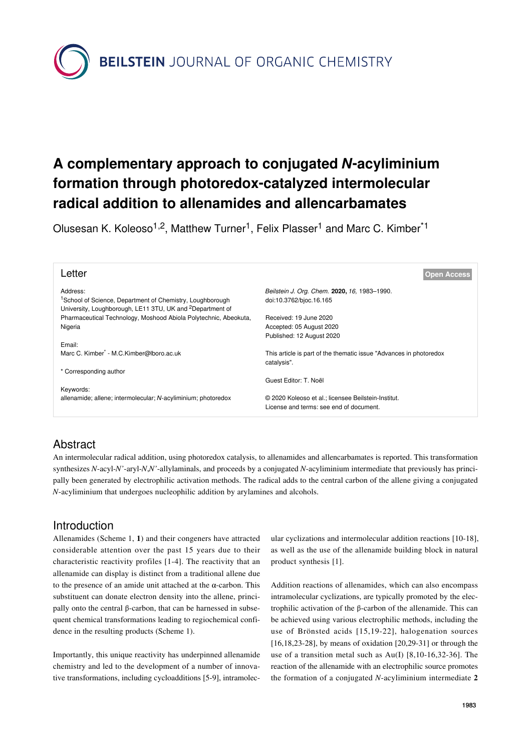# A complementary approach to conjugated *N*-acyliminium formation through photoredox-catalyzed intermolecular radical addition to allenamides and allencarbamates

Olusesan K. Koleoso[1,2], Matthew Turner[1], Felix Plasser[1] and Marc C. Kimber*[1]

**Letter**

**Open Access**

Address:
[1]School of Science, Department of Chemistry, Loughborough University, Loughborough, LE11 3TU, UK and [2]Department of Pharmaceutical Technology, Moshood Abiola Polytechnic, Abeokuta, Nigeria

Email:
Marc C. Kimber* - M.C.Kimber@lboro.ac.uk

\* Corresponding author

Keywords:
allenamide; allene; intermolecular; *N*-acyliminium; photoredox

*Beilstein J. Org. Chem.* **2020,** *16,* 1983–1990.
doi:10.3762/bjoc.16.165

Received: 19 June 2020
Accepted: 05 August 2020
Published: 12 August 2020

This article is part of the thematic issue "Advances in photoredox catalysis".

Guest Editor: T. Noël

© 2020 Koleoso et al.; licensee Beilstein-Institut.
License and terms: see end of document.

## Abstract

An intermolecular radical addition, using photoredox catalysis, to allenamides and allencarbamates is reported. This transformation synthesizes *N*-acyl-*N'*-aryl-*N*,*N'*-allylaminals, and proceeds by a conjugated *N*-acyliminium intermediate that previously has principally been generated by electrophilic activation methods. The radical adds to the central carbon of the allene giving a conjugated *N*-acyliminium that undergoes nucleophilic addition by arylamines and alcohols.

## Introduction

Allenamides (Scheme 1, **1**) and their congeners have attracted considerable attention over the past 15 years due to their characteristic reactivity profiles [1-4]. The reactivity that an allenamide can display is distinct from a traditional allene due to the presence of an amide unit attached at the α-carbon. This substituent can donate electron density into the allene, principally onto the central β-carbon, that can be harnessed in subsequent chemical transformations leading to regiochemical confidence in the resulting products (Scheme 1).

Importantly, this unique reactivity has underpinned allenamide chemistry and led to the development of a number of innovative transformations, including cycloadditions [5-9], intramolecular cyclizations and intermolecular addition reactions [10-18], as well as the use of the allenamide building block in natural product synthesis [1].

Addition reactions of allenamides, which can also encompass intramolecular cyclizations, are typically promoted by the electrophilic activation of the β-carbon of the allenamide. This can be achieved using various electrophilic methods, including the use of Brönsted acids [15,19-22], halogenation sources [16,18,23-28], by means of oxidation [20,29-31] or through the use of a transition metal such as Au(I) [8,10-16,32-36]. The reaction of the allenamide with an electrophilic source promotes the formation of a conjugated *N*-acyliminium intermediate **2**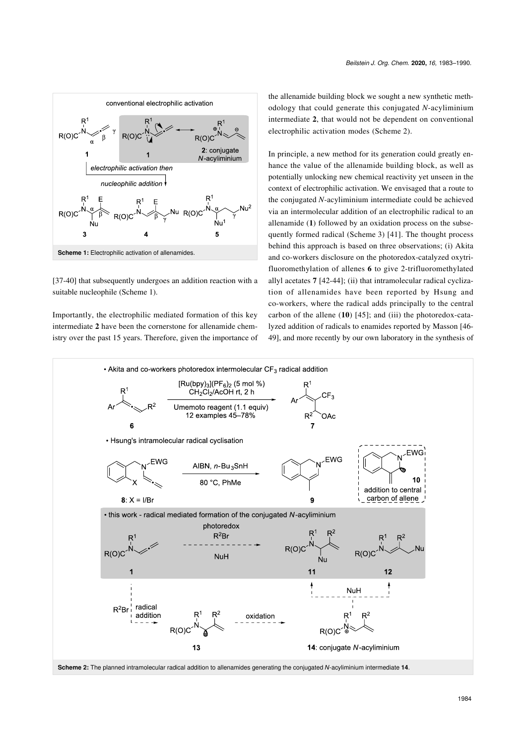**Scheme 1:** Electrophilic activation of allenamides.

[37-40] that subsequently undergoes an addition reaction with a suitable nucleophile (Scheme 1).

Importantly, the electrophilic mediated formation of this key intermediate **2** have been the cornerstone for allenamide chemistry over the past 15 years. Therefore, given the importance of the allenamide building block we sought a new synthetic methodology that could generate this conjugated *N*-acyliminium intermediate **2**, that would not be dependent on conventional electrophilic activation modes (Scheme 2).

In principle, a new method for its generation could greatly enhance the value of the allenamide building block, as well as potentially unlocking new chemical reactivity yet unseen in the context of electrophilic activation. We envisaged that a route to the conjugated *N*-acyliminium intermediate could be achieved via an intermolecular addition of an electrophilic radical to an allenamide (**1**) followed by an oxidation process on the subsequently formed radical (Scheme 3) [41]. The thought process behind this approach is based on three observations; (i) Akita and co-workers disclosure on the photoredox-catalyzed oxytrifluoromethylation of allenes **6** to give 2-trifluoromethylated allyl acetates **7** [42-44]; (ii) that intramolecular radical cyclization of allenamides have been reported by Hsung and co-workers, where the radical adds principally to the central carbon of the allene (**10**) [45]; and (iii) the photoredox-catalyzed addition of radicals to enamides reported by Masson [46-49], and more recently by our own laboratory in the synthesis of

**Scheme 2:** The planned intramolecular radical addition to allenamides generating the conjugated *N*-acyliminium intermediate **14**.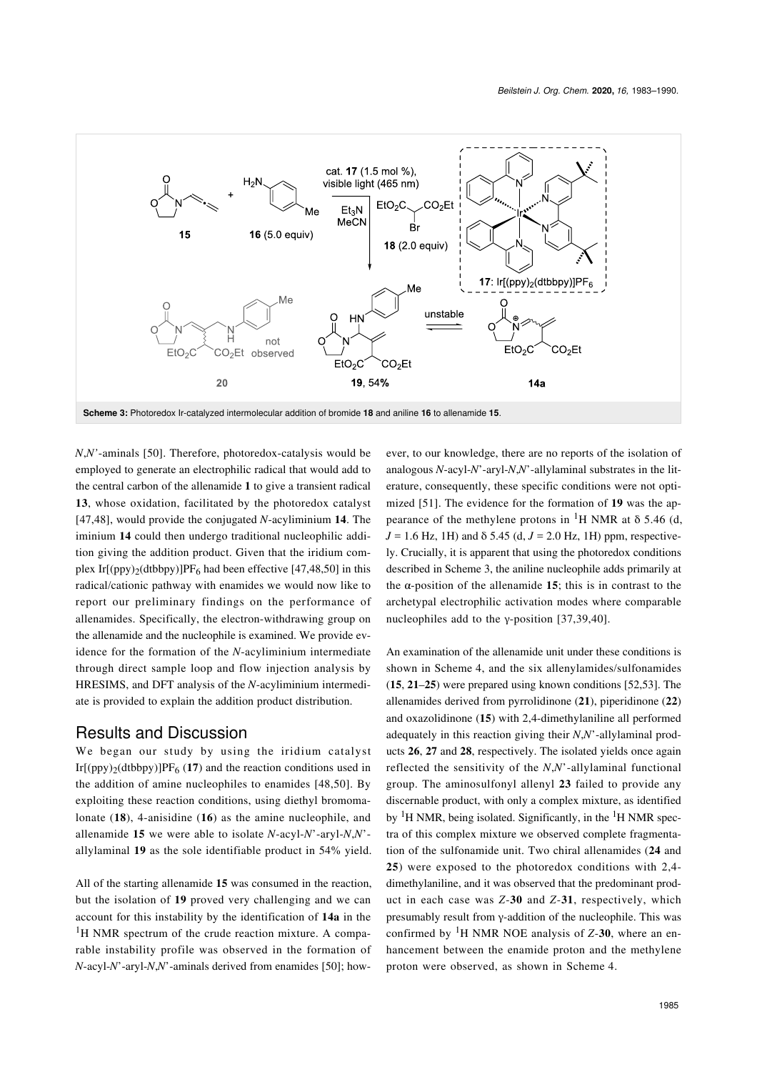**Scheme 3:** Photoredox Ir-catalyzed intermolecular addition of bromide **18** and aniline **16** to allenamide **15**.

*N*,*N*'-aminals [50]. Therefore, photoredox-catalysis would be employed to generate an electrophilic radical that would add to the central carbon of the allenamide **1** to give a transient radical **13**, whose oxidation, facilitated by the photoredox catalyst [47,48], would provide the conjugated *N*-acyliminium **14**. The iminium **14** could then undergo traditional nucleophilic addition giving the addition product. Given that the iridium complex $Ir[(ppy)_2(dtbbpy)]PF_6$ had been effective [47,48,50] in this radical/cationic pathway with enamides we would now like to report our preliminary findings on the performance of allenamides. Specifically, the electron-withdrawing group on the allenamide and the nucleophile is examined. We provide evidence for the formation of the *N*-acyliminium intermediate through direct sample loop and flow injection analysis by HRESIMS, and DFT analysis of the *N*-acyliminium intermediate is provided to explain the addition product distribution.

## Results and Discussion

We began our study by using the iridium catalyst $Ir[(ppy)_2(dtbbpy)]PF_6$ (**17**) and the reaction conditions used in the addition of amine nucleophiles to enamides [48,50]. By exploiting these reaction conditions, using diethyl bromomalonate (**18**), 4-anisidine (**16**) as the amine nucleophile, and allenamide **15** we were able to isolate *N*-acyl-*N*'-aryl-*N*,*N*'-allylaminal **19** as the sole identifiable product in 54% yield.

All of the starting allenamide **15** was consumed in the reaction, but the isolation of **19** proved very challenging and we can account for this instability by the identification of **14a** in the $^1$H NMR spectrum of the crude reaction mixture. A comparable instability profile was observed in the formation of *N*-acyl-*N*'-aryl-*N*,*N*'-aminals derived from enamides [50]; however, to our knowledge, there are no reports of the isolation of analogous *N*-acyl-*N*'-aryl-*N*,*N*'-allylaminal substrates in the literature, consequently, these specific conditions were not optimized [51]. The evidence for the formation of **19** was the appearance of the methylene protons in $^1$H NMR at δ 5.46 (d, *J* = 1.6 Hz, 1H) and δ 5.45 (d, *J* = 2.0 Hz, 1H) ppm, respectively. Crucially, it is apparent that using the photoredox conditions described in Scheme 3, the aniline nucleophile adds primarily at the α-position of the allenamide **15**; this is in contrast to the archetypal electrophilic activation modes where comparable nucleophiles add to the γ-position [37,39,40].

An examination of the allenamide unit under these conditions is shown in Scheme 4, and the six allenylamides/sulfonamides (**15**, **21**–**25**) were prepared using known conditions [52,53]. The allenamides derived from pyrrolidinone (**21**), piperidinone (**22**) and oxazolidinone (**15**) with 2,4-dimethylaniline all performed adequately in this reaction giving their *N*,*N*'-allylaminal products **26**, **27** and **28**, respectively. The isolated yields once again reflected the sensitivity of the *N*,*N*'-allylaminal functional group. The aminosulfonyl allenyl **23** failed to provide any discernable product, with only a complex mixture, as identified by $^1$H NMR, being isolated. Significantly, in the $^1$H NMR spectra of this complex mixture we observed complete fragmentation of the sulfonamide unit. Two chiral allenamides (**24** and **25**) were exposed to the photoredox conditions with 2,4-dimethylaniline, and it was observed that the predominant product in each case was *Z*-**30** and *Z*-**31**, respectively, which presumably result from γ-addition of the nucleophile. This was confirmed by $^1$H NMR NOE analysis of *Z*-**30**, where an enhancement between the enamide proton and the methylene proton were observed, as shown in Scheme 4.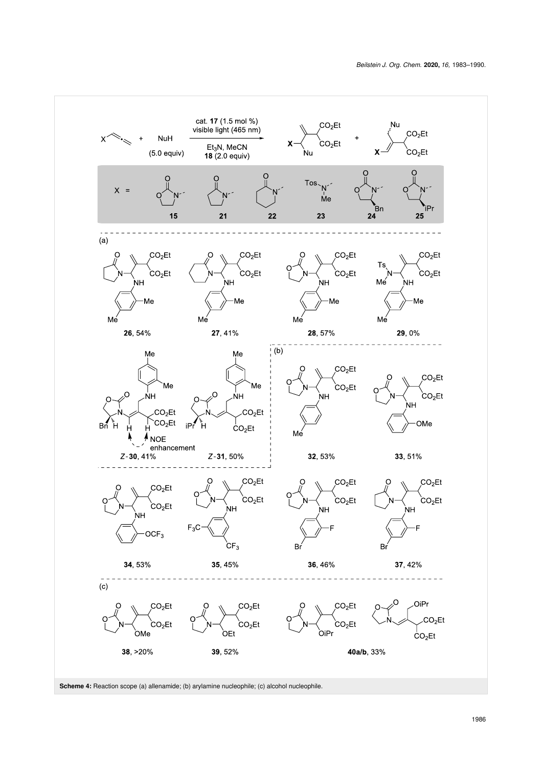Scheme 4: Reaction scope (a) allenamide; (b) arylamine nucleophile; (c) alcohol nucleophile.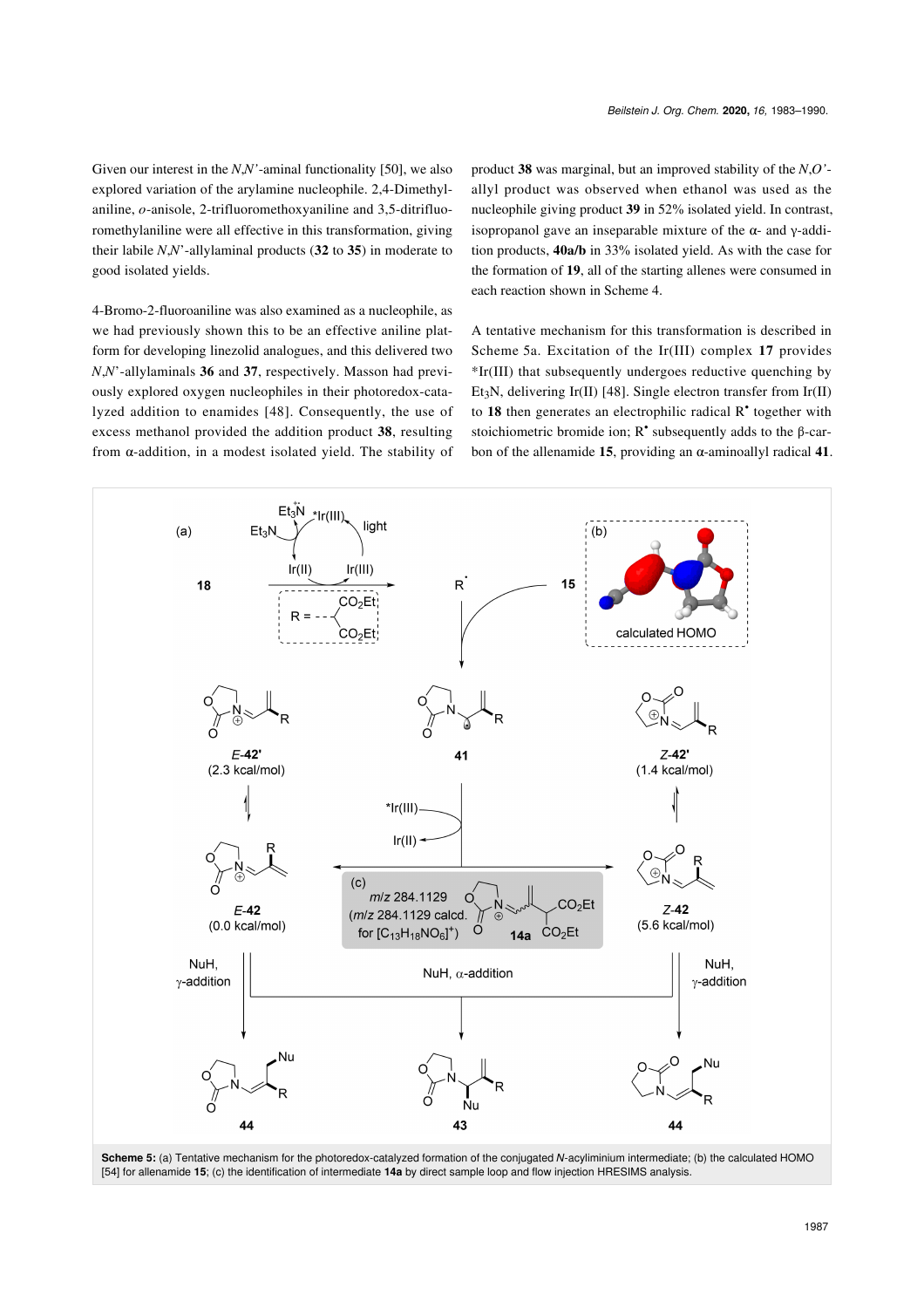Given our interest in the *N*,*N'*-aminal functionality [50], we also explored variation of the arylamine nucleophile. 2,4-Dimethylaniline, *o*-anisole, 2-trifluoromethoxyaniline and 3,5-ditrifluoromethylaniline were all effective in this transformation, giving their labile *N*,*N'*-allylaminal products (**32** to **35**) in moderate to good isolated yields.

4-Bromo-2-fluoroaniline was also examined as a nucleophile, as we had previously shown this to be an effective aniline platform for developing linezolid analogues, and this delivered two *N*,*N'*-allylaminals **36** and **37**, respectively. Masson had previously explored oxygen nucleophiles in their photoredox-catalyzed addition to enamides [48]. Consequently, the use of excess methanol provided the addition product **38**, resulting from α-addition, in a modest isolated yield. The stability of product **38** was marginal, but an improved stability of the *N*,*O'*-allyl product was observed when ethanol was used as the nucleophile giving product **39** in 52% isolated yield. In contrast, isopropanol gave an inseparable mixture of the α- and γ-addition products, **40a/b** in 33% isolated yield. As with the case for the formation of **19**, all of the starting allenes were consumed in each reaction shown in Scheme 4.

A tentative mechanism for this transformation is described in Scheme 5a. Excitation of the Ir(III) complex **17** provides *Ir(III) that subsequently undergoes reductive quenching by $Et_3N$, delivering Ir(II) [48]. Single electron transfer from Ir(II) to **18** then generates an electrophilic radical $R^•$ together with stoichiometric bromide ion; $R^•$ subsequently adds to the β-carbon of the allenamide **15**, providing an α-aminoallyl radical **41**.

**Scheme 5:** (a) Tentative mechanism for the photoredox-catalyzed formation of the conjugated *N*-acyliminium intermediate; (b) the calculated HOMO [54] for allenamide **15**; (c) the identification of intermediate **14a** by direct sample loop and flow injection HRESIMS analysis.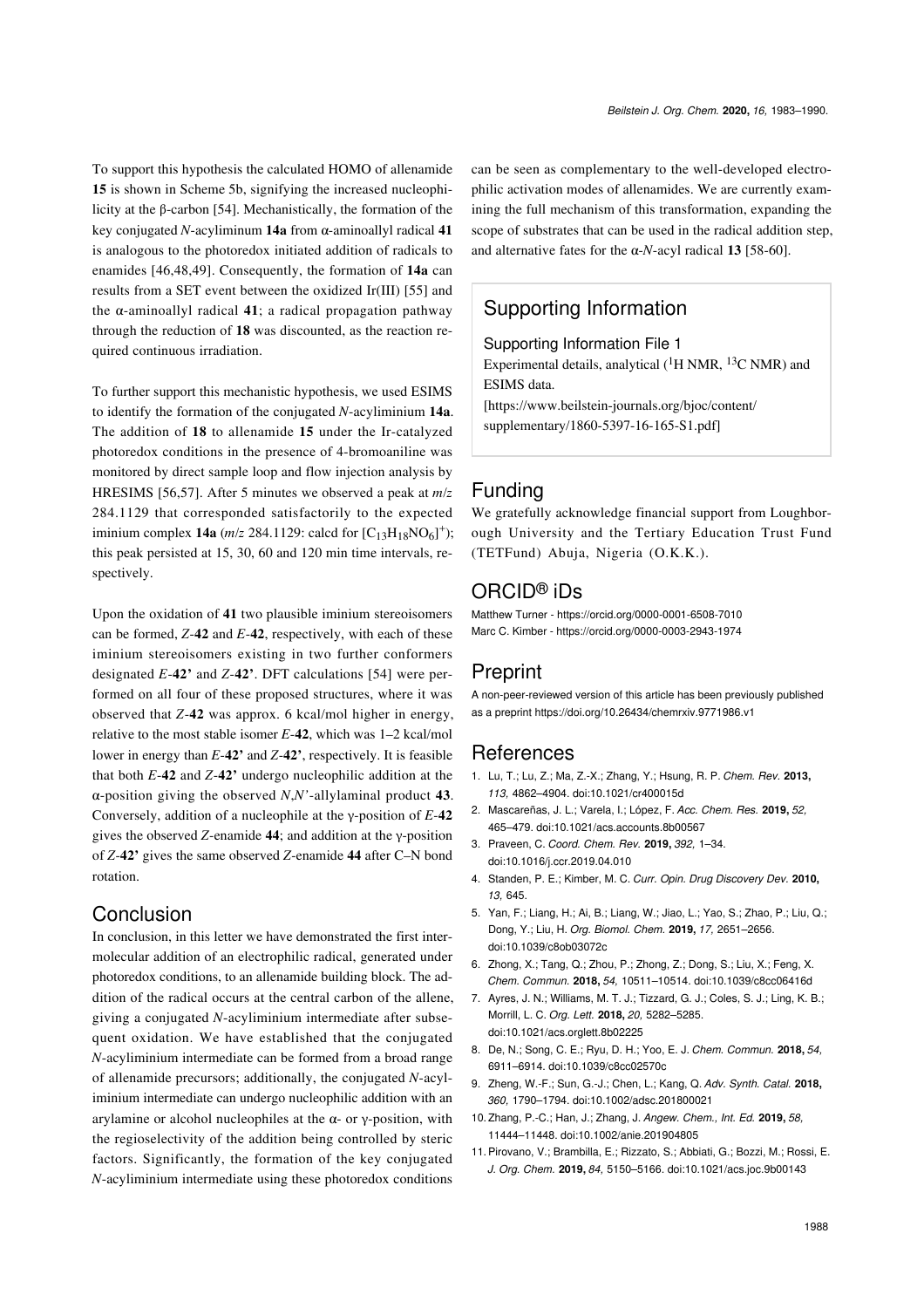To support this hypothesis the calculated HOMO of allenamide **15** is shown in Scheme 5b, signifying the increased nucleophilicity at the β-carbon [54]. Mechanistically, the formation of the key conjugated *N*-acyliminum **14a** from α-aminoallyl radical **41** is analogous to the photoredox initiated addition of radicals to enamides [46,48,49]. Consequently, the formation of **14a** can results from a SET event between the oxidized Ir(III) [55] and the α-aminoallyl radical **41**; a radical propagation pathway through the reduction of **18** was discounted, as the reaction required continuous irradiation.

To further support this mechanistic hypothesis, we used ESIMS to identify the formation of the conjugated *N*-acyliminium **14a**. The addition of **18** to allenamide **15** under the Ir-catalyzed photoredox conditions in the presence of 4-bromoaniline was monitored by direct sample loop and flow injection analysis by HRESIMS [56,57]. After 5 minutes we observed a peak at *m/z* 284.1129 that corresponded satisfactorily to the expected iminium complex **14a** (*m/z* 284.1129: calcd for $[C_{13}H_{18}NO_6]^+$); this peak persisted at 15, 30, 60 and 120 min time intervals, respectively.

Upon the oxidation of **41** two plausible iminium stereoisomers can be formed, *Z*-**42** and *E*-**42**, respectively, with each of these iminium stereoisomers existing in two further conformers designated *E*-**42'** and *Z*-**42'**. DFT calculations [54] were performed on all four of these proposed structures, where it was observed that *Z*-**42** was approx. 6 kcal/mol higher in energy, relative to the most stable isomer *E*-**42**, which was 1–2 kcal/mol lower in energy than *E*-**42'** and *Z*-**42'**, respectively. It is feasible that both *E*-**42** and *Z*-**42'** undergo nucleophilic addition at the α-position giving the observed *N,N'*-allylaminal product **43**. Conversely, addition of a nucleophile at the γ-position of *E*-**42** gives the observed *Z*-enamide **44**; and addition at the γ-position of *Z*-**42'** gives the same observed *Z*-enamide **44** after C–N bond rotation.

## Conclusion

In conclusion, in this letter we have demonstrated the first intermolecular addition of an electrophilic radical, generated under photoredox conditions, to an allenamide building block. The addition of the radical occurs at the central carbon of the allene, giving a conjugated *N*-acyliminium intermediate after subsequent oxidation. We have established that the conjugated *N*-acyliminium intermediate can be formed from a broad range of allenamide precursors; additionally, the conjugated *N*-acyliminium intermediate can undergo nucleophilic addition with an arylamine or alcohol nucleophiles at the α- or γ-position, with the regioselectivity of the addition being controlled by steric factors. Significantly, the formation of the key conjugated *N*-acyliminium intermediate using these photoredox conditions can be seen as complementary to the well-developed electrophilic activation modes of allenamides. We are currently examining the full mechanism of this transformation, expanding the scope of substrates that can be used in the radical addition step, and alternative fates for the α-*N*-acyl radical **13** [58-60].

## Supporting Information

### Supporting Information File 1

Experimental details, analytical ($^1$H NMR, $^{13}$C NMR) and ESIMS data.
[https://www.beilstein-journals.org/bjoc/content/supplementary/1860-5397-16-165-S1.pdf]

## Funding

We gratefully acknowledge financial support from Loughborough University and the Tertiary Education Trust Fund (TETFund) Abuja, Nigeria (O.K.K.).

## ORCID® iDs

Matthew Turner - https://orcid.org/0000-0001-6508-7010
Marc C. Kimber - https://orcid.org/0000-0003-2943-1974

## Preprint

A non-peer-reviewed version of this article has been previously published as a preprint https://doi.org/10.26434/chemrxiv.9771986.v1

## References

1. Lu, T.; Lu, Z.; Ma, Z.-X.; Zhang, Y.; Hsung, R. P. *Chem. Rev.* **2013,** *113,* 4862–4904. doi:10.1021/cr400015d
2. Mascareñas, J. L.; Varela, I.; López, F. *Acc. Chem. Res.* **2019,** *52,* 465–479. doi:10.1021/acs.accounts.8b00567
3. Praveen, C. *Coord. Chem. Rev.* **2019,** *392,* 1–34. doi:10.1016/j.ccr.2019.04.010
4. Standen, P. E.; Kimber, M. C. *Curr. Opin. Drug Discovery Dev.* **2010,** *13,* 645.
5. Yan, F.; Liang, H.; Ai, B.; Liang, W.; Jiao, L.; Yao, S.; Zhao, P.; Liu, Q.; Dong, Y.; Liu, H. *Org. Biomol. Chem.* **2019,** *17,* 2651–2656. doi:10.1039/c8ob03072c
6. Zhong, X.; Tang, Q.; Zhou, P.; Zhong, Z.; Dong, S.; Liu, X.; Feng, X. *Chem. Commun.* **2018,** *54,* 10511–10514. doi:10.1039/c8cc06416d
7. Ayres, J. N.; Williams, M. T. J.; Tizzard, G. J.; Coles, S. J.; Ling, K. B.; Morrill, L. C. *Org. Lett.* **2018,** *20,* 5282–5285. doi:10.1021/acs.orglett.8b02225
8. De, N.; Song, C. E.; Ryu, D. H.; Yoo, E. J. *Chem. Commun.* **2018,** *54,* 6911–6914. doi:10.1039/c8cc02570c
9. Zheng, W.-F.; Sun, G.-J.; Chen, L.; Kang, Q. *Adv. Synth. Catal.* **2018,** *360,* 1790–1794. doi:10.1002/adsc.201800021
10. Zhang, P.-C.; Han, J.; Zhang, J. *Angew. Chem., Int. Ed.* **2019,** *58,* 11444–11448. doi:10.1002/anie.201904805
11. Pirovano, V.; Brambilla, E.; Rizzato, S.; Abbiati, G.; Bozzi, M.; Rossi, E. *J. Org. Chem.* **2019,** *84,* 5150–5166. doi:10.1021/acs.joc.9b00143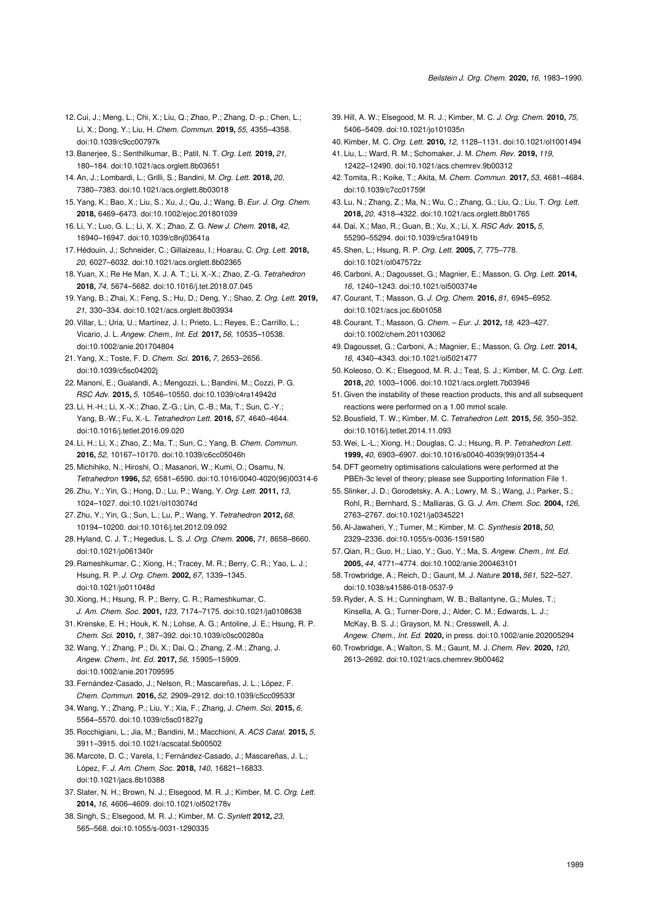12. Cui, J.; Meng, L.; Chi, X.; Liu, Q.; Zhao, P.; Zhang, D.-p.; Chen, L.; Li, X.; Dong, Y.; Liu, H. *Chem. Commun.* **2019,** *55,* 4355–4358. doi:10.1039/c9cc00797k
13. Banerjee, S.; Senthilkumar, B.; Patil, N. T. *Org. Lett.* **2019,** *21,* 180–184. doi:10.1021/acs.orglett.8b03651
14. An, J.; Lombardi, L.; Grilli, S.; Bandini, M. *Org. Lett.* **2018,** *20,* 7380–7383. doi:10.1021/acs.orglett.8b03018
15. Yang, K.; Bao, X.; Liu, S.; Xu, J.; Qu, J.; Wang, B. *Eur. J. Org. Chem.* **2018,** 6469–6473. doi:10.1002/ejoc.201801039
16. Li, Y.; Luo, G. L.; Li, X. X.; Zhao, Z. G. *New J. Chem.* **2018,** *42,* 16940–16947. doi:10.1039/c8nj03641a
17. Hédouin, J.; Schneider, C.; Gillaizeau, I.; Hoarau, C. *Org. Lett.* **2018,** *20,* 6027–6032. doi:10.1021/acs.orglett.8b02365
18. Yuan, X.; Re He Man, X. J. A. T.; Li, X.-X.; Zhao, Z.-G. *Tetrahedron* **2018,** *74,* 5674–5682. doi:10.1016/j.tet.2018.07.045
19. Yang, B.; Zhai, X.; Feng, S.; Hu, D.; Deng, Y.; Shao, Z. *Org. Lett.* **2019,** *21,* 330–334. doi:10.1021/acs.orglett.8b03934
20. Villar, L.; Uria, U.; Martínez, J. I.; Prieto, L.; Reyes, E.; Carrillo, L.; Vicario, J. L. *Angew. Chem., Int. Ed.* **2017,** *56,* 10535–10538. doi:10.1002/anie.201704804
21. Yang, X.; Toste, F. D. *Chem. Sci.* **2016,** *7,* 2653–2656. doi:10.1039/c5sc04202j
22. Manoni, E.; Gualandi, A.; Mengozzi, L.; Bandini, M.; Cozzi, P. G. *RSC Adv.* **2015,** *5,* 10546–10550. doi:10.1039/c4ra14942d
23. Li, H.-H.; Li, X.-X.; Zhao, Z.-G.; Lin, C.-B.; Ma, T.; Sun, C.-Y.; Yang, B.-W.; Fu, X.-L. *Tetrahedron Lett.* **2016,** *57,* 4640–4644. doi:10.1016/j.tetlet.2016.09.020
24. Li, H.; Li, X.; Zhao, Z.; Ma, T.; Sun, C.; Yang, B. *Chem. Commun.* **2016,** *52,* 10167–10170. doi:10.1039/c6cc05046h
25. Michihiko, N.; Hiroshi, O.; Masanori, W.; Kumi, O.; Osamu, N. *Tetrahedron* **1996,** *52,* 6581–6590. doi:10.1016/0040-4020(96)00314-6
26. Zhu, Y.; Yin, G.; Hong, D.; Lu, P.; Wang, Y. *Org. Lett.* **2011,** *13,* 1024–1027. doi:10.1021/ol103074d
27. Zhu, Y.; Yin, G.; Sun, L.; Lu, P.; Wang, Y. *Tetrahedron* **2012,** *68,* 10194–10200. doi:10.1016/j.tet.2012.09.092
28. Hyland, C. J. T.; Hegedus, L. S. *J. Org. Chem.* **2006,** *71,* 8658–8660. doi:10.1021/jo061340r
29. Rameshkumar, C.; Xiong, H.; Tracey, M. R.; Berry, C. R.; Yao, L. J.; Hsung, R. P. *J. Org. Chem.* **2002,** *67,* 1339–1345. doi:10.1021/jo011048d
30. Xiong, H.; Hsung, R. P.; Berry, C. R.; Rameshkumar, C. *J. Am. Chem. Soc.* **2001,** *123,* 7174–7175. doi:10.1021/ja0108638
31. Krenske, E. H.; Houk, K. N.; Lohse, A. G.; Antoline, J. E.; Hsung, R. P. *Chem. Sci.* **2010,** *1,* 387–392. doi:10.1039/c0sc00280a
32. Wang, Y.; Zhang, P.; Di, X.; Dai, Q.; Zhang, Z.-M.; Zhang, J. *Angew. Chem., Int. Ed.* **2017,** *56,* 15905–15909. doi:10.1002/anie.201709595
33. Fernández-Casado, J.; Nelson, R.; Mascareñas, J. L.; López, F. *Chem. Commun.* **2016,** *52,* 2909–2912. doi:10.1039/c5cc09533f
34. Wang, Y.; Zhang, P.; Liu, Y.; Xia, F.; Zhang, J. *Chem. Sci.* **2015,** *6,* 5564–5570. doi:10.1039/c5sc01827g
35. Rocchigiani, L.; Jia, M.; Bandini, M.; Macchioni, A. *ACS Catal.* **2015,** *5,* 3911–3915. doi:10.1021/acscatal.5b00502
36. Marcote, D. C.; Varela, I.; Fernández-Casado, J.; Mascareñas, J. L.; López, F. *J. Am. Chem. Soc.* **2018,** *140,* 16821–16833. doi:10.1021/jacs.8b10388
37. Slater, N. H.; Brown, N. J.; Elsegood, M. R. J.; Kimber, M. C. *Org. Lett.* **2014,** *16,* 4606–4609. doi:10.1021/ol502178v
38. Singh, S.; Elsegood, M. R. J.; Kimber, M. C. *Synlett* **2012,** *23,* 565–568. doi:10.1055/s-0031-1290335
39. Hill, A. W.; Elsegood, M. R. J.; Kimber, M. C. *J. Org. Chem.* **2010,** *75,* 5406–5409. doi:10.1021/jo101035n
40. Kimber, M. C. *Org. Lett.* **2010,** *12,* 1128–1131. doi:10.1021/ol1001494
41. Liu, L.; Ward, R. M.; Schomaker, J. M. *Chem. Rev.* **2019,** *119,* 12422–12490. doi:10.1021/acs.chemrev.9b00312
42. Tomita, R.; Koike, T.; Akita, M. *Chem. Commun.* **2017,** *53,* 4681–4684. doi:10.1039/c7cc01759f
43. Lu, N.; Zhang, Z.; Ma, N.; Wu, C.; Zhang, G.; Liu, Q.; Liu, T. *Org. Lett.* **2018,** *20,* 4318–4322. doi:10.1021/acs.orglett.8b01765
44. Dai, X.; Mao, R.; Guan, B.; Xu, X.; Li, X. *RSC Adv.* **2015,** *5,* 55290–55294. doi:10.1039/c5ra10491b
45. Shen, L.; Hsung, R. P. *Org. Lett.* **2005,** *7,* 775–778. doi:10.1021/ol047572z
46. Carboni, A.; Dagousset, G.; Magnier, E.; Masson, G. *Org. Lett.* **2014,** *16,* 1240–1243. doi:10.1021/ol500374e
47. Courant, T.; Masson, G. *J. Org. Chem.* **2016,** *81,* 6945–6952. doi:10.1021/acs.joc.6b01058
48. Courant, T.; Masson, G. *Chem. – Eur. J.* **2012,** *18,* 423–427. doi:10.1002/chem.201103062
49. Dagousset, G.; Carboni, A.; Magnier, E.; Masson, G. *Org. Lett.* **2014,** *16,* 4340–4343. doi:10.1021/ol5021477
50. Koleoso, O. K.; Elsegood, M. R. J.; Teat, S. J.; Kimber, M. C. *Org. Lett.* **2018,** *20,* 1003–1006. doi:10.1021/acs.orglett.7b03946
51. Given the instability of these reaction products, this and all subsequent reactions were performed on a 1.00 mmol scale.
52. Bousfield, T. W.; Kimber, M. C. *Tetrahedron Lett.* **2015,** *56,* 350–352. doi:10.1016/j.tetlet.2014.11.093
53. Wei, L.-L.; Xiong, H.; Douglas, C. J.; Hsung, R. P. *Tetrahedron Lett.* **1999,** *40,* 6903–6907. doi:10.1016/s0040-4039(99)01354-4
54. DFT geometry optimisations calculations were performed at the PBEh-3c level of theory; please see Supporting Information File 1.
55. Slinker, J. D.; Gorodetsky, A. A.; Lowry, M. S.; Wang, J.; Parker, S.; Rohl, R.; Bernhard, S.; Malliaras, G. G. *J. Am. Chem. Soc.* **2004,** *126,* 2763–2767. doi:10.1021/ja0345221
56. Al-Jawaheri, Y.; Turner, M.; Kimber, M. C. *Synthesis* **2018,** *50,* 2329–2336. doi:10.1055/s-0036-1591580
57. Qian, R.; Guo, H.; Liao, Y.; Guo, Y.; Ma, S. *Angew. Chem., Int. Ed.* **2005,** *44,* 4771–4774. doi:10.1002/anie.200463101
58. Trowbridge, A.; Reich, D.; Gaunt, M. J. *Nature* **2018,** *561,* 522–527. doi:10.1038/s41586-018-0537-9
59. Ryder, A. S. H.; Cunningham, W. B.; Ballantyne, G.; Mules, T.; Kinsella, A. G.; Turner-Dore, J.; Alder, C. M.; Edwards, L. J.; McKay, B. S. J.; Grayson, M. N.; Cresswell, A. J. *Angew. Chem., Int. Ed.* **2020,** in press. doi:10.1002/anie.202005294
60. Trowbridge, A.; Walton, S. M.; Gaunt, M. J. *Chem. Rev.* **2020,** *120,* 2613–2692. doi:10.1021/acs.chemrev.9b00462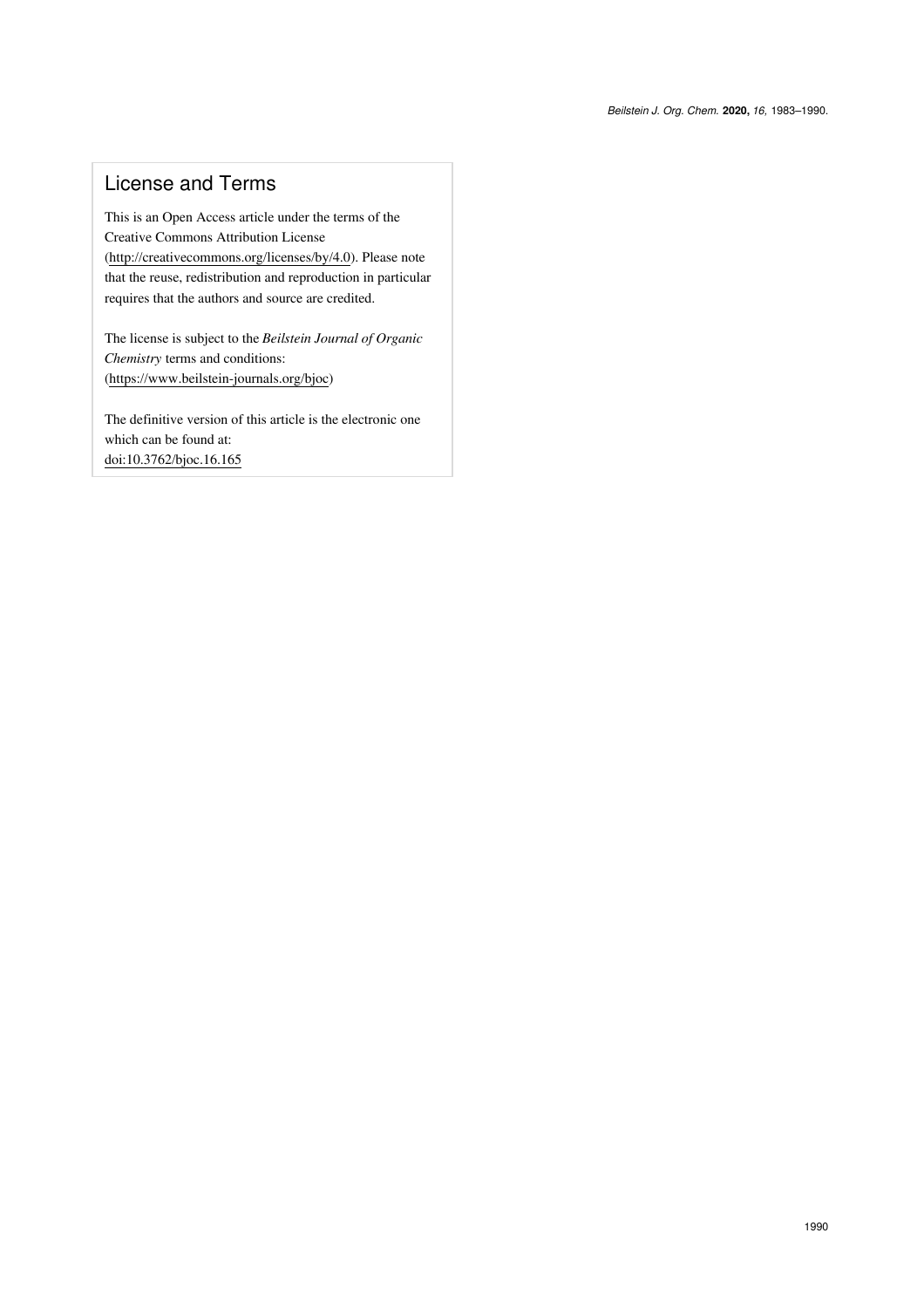## License and Terms

This is an Open Access article under the terms of the Creative Commons Attribution License (http://creativecommons.org/licenses/by/4.0). Please note that the reuse, redistribution and reproduction in particular requires that the authors and source are credited.

The license is subject to the *Beilstein Journal of Organic Chemistry* terms and conditions: (https://www.beilstein-journals.org/bjoc)

The definitive version of this article is the electronic one which can be found at:
doi:10.3762/bjoc.16.165